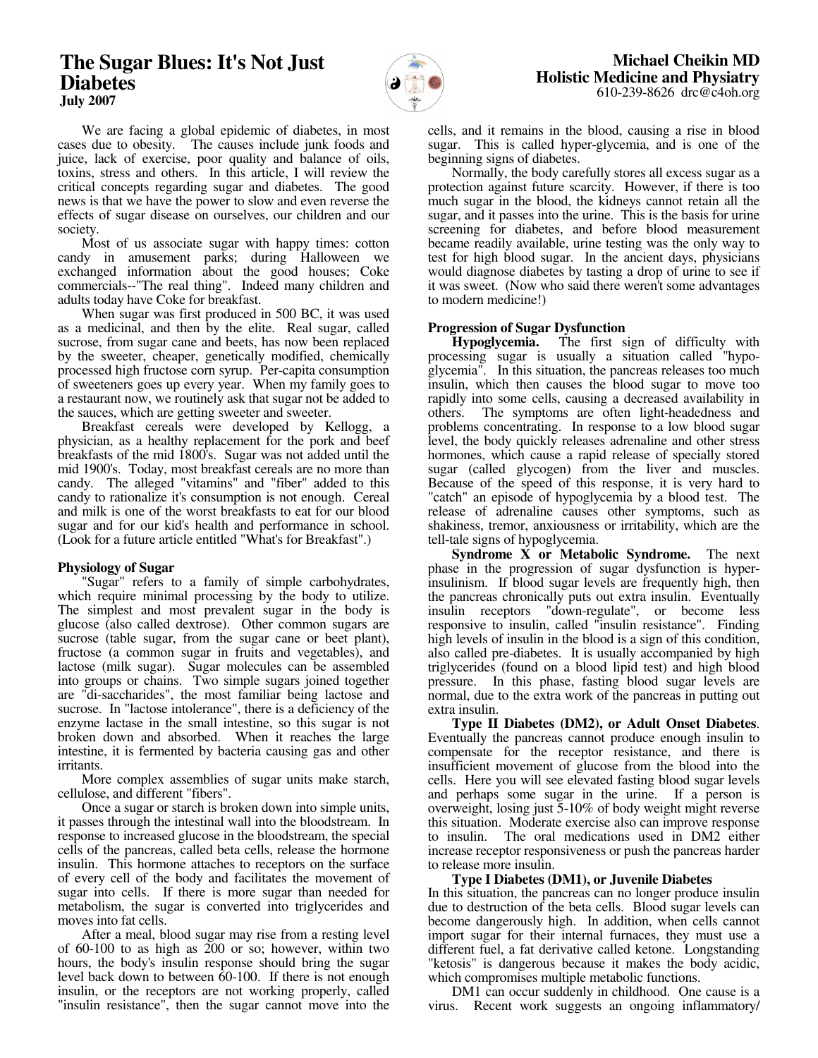# The Sugar Blues: It's Not Just Diabetes

**July 2007**

**Michael Cheikin MD**
**Holistic Medicine and Physiatry**
610-239-8626 drc@c4oh.org

We are facing a global epidemic of diabetes, in most cases due to obesity. The causes include junk foods and juice, lack of exercise, poor quality and balance of oils, toxins, stress and others. In this article, I will review the critical concepts regarding sugar and diabetes. The good news is that we have the power to slow and even reverse the effects of sugar disease on ourselves, our children and our society.

Most of us associate sugar with happy times: cotton candy in amusement parks; during Halloween we exchanged information about the good houses; Coke commercials--"The real thing". Indeed many children and adults today have Coke for breakfast.

When sugar was first produced in 500 BC, it was used as a medicinal, and then by the elite. Real sugar, called sucrose, from sugar cane and beets, has now been replaced by the sweeter, cheaper, genetically modified, chemically processed high fructose corn syrup. Per-capita consumption of sweeteners goes up every year. When my family goes to a restaurant now, we routinely ask that sugar not be added to the sauces, which are getting sweeter and sweeter.

Breakfast cereals were developed by Kellogg, a physician, as a healthy replacement for the pork and beef breakfasts of the mid 1800's. Sugar was not added until the mid 1900's. Today, most breakfast cereals are no more than candy. The alleged "vitamins" and "fiber" added to this candy to rationalize it's consumption is not enough. Cereal and milk is one of the worst breakfasts to eat for our blood sugar and for our kid's health and performance in school. (Look for a future article entitled "What's for Breakfast".)

### Physiology of Sugar

"Sugar" refers to a family of simple carbohydrates, which require minimal processing by the body to utilize. The simplest and most prevalent sugar in the body is glucose (also called dextrose). Other common sugars are sucrose (table sugar, from the sugar cane or beet plant), fructose (a common sugar in fruits and vegetables), and lactose (milk sugar). Sugar molecules can be assembled into groups or chains. Two simple sugars joined together are "di-saccharides", the most familiar being lactose and sucrose. In "lactose intolerance", there is a deficiency of the enzyme lactase in the small intestine, so this sugar is not broken down and absorbed. When it reaches the large intestine, it is fermented by bacteria causing gas and other irritants.

More complex assemblies of sugar units make starch, cellulose, and different "fibers".

Once a sugar or starch is broken down into simple units, it passes through the intestinal wall into the bloodstream. In response to increased glucose in the bloodstream, the special cells of the pancreas, called beta cells, release the hormone insulin. This hormone attaches to receptors on the surface of every cell of the body and facilitates the movement of sugar into cells. If there is more sugar than needed for metabolism, the sugar is converted into triglycerides and moves into fat cells.

After a meal, blood sugar may rise from a resting level of 60-100 to as high as 200 or so; however, within two hours, the body's insulin response should bring the sugar level back down to between 60-100. If there is not enough insulin, or the receptors are not working properly, called "insulin resistance", then the sugar cannot move into the cells, and it remains in the blood, causing a rise in blood sugar. This is called hyper-glycemia, and is one of the beginning signs of diabetes.

Normally, the body carefully stores all excess sugar as a protection against future scarcity. However, if there is too much sugar in the blood, the kidneys cannot retain all the sugar, and it passes into the urine. This is the basis for urine screening for diabetes, and before blood measurement became readily available, urine testing was the only way to test for high blood sugar. In the ancient days, physicians would diagnose diabetes by tasting a drop of urine to see if it was sweet. (Now who said there weren't some advantages to modern medicine!)

### Progression of Sugar Dysfunction

**Hypoglycemia.** The first sign of difficulty with processing sugar is usually a situation called "hypo-glycemia". In this situation, the pancreas releases too much insulin, which then causes the blood sugar to move too rapidly into some cells, causing a decreased availability in others. The symptoms are often light-headedness and problems concentrating. In response to a low blood sugar level, the body quickly releases adrenaline and other stress hormones, which cause a rapid release of specially stored sugar (called glycogen) from the liver and muscles. Because of the speed of this response, it is very hard to "catch" an episode of hypoglycemia by a blood test. The release of adrenaline causes other symptoms, such as shakiness, tremor, anxiousness or irritability, which are the tell-tale signs of hypoglycemia.

**Syndrome X or Metabolic Syndrome.** The next phase in the progression of sugar dysfunction is hyper-insulinism. If blood sugar levels are frequently high, then the pancreas chronically puts out extra insulin. Eventually insulin receptors "down-regulate", or become less responsive to insulin, called "insulin resistance". Finding high levels of insulin in the blood is a sign of this condition, also called pre-diabetes. It is usually accompanied by high triglycerides (found on a blood lipid test) and high blood pressure. In this phase, fasting blood sugar levels are normal, due to the extra work of the pancreas in putting out extra insulin.

**Type II Diabetes (DM2), or Adult Onset Diabetes**. Eventually the pancreas cannot produce enough insulin to compensate for the receptor resistance, and there is insufficient movement of glucose from the blood into the cells. Here you will see elevated fasting blood sugar levels and perhaps some sugar in the urine. If a person is overweight, losing just 5-10% of body weight might reverse this situation. Moderate exercise also can improve response to insulin. The oral medications used in DM2 either increase receptor responsiveness or push the pancreas harder to release more insulin.

**Type I Diabetes (DM1), or Juvenile Diabetes**
In this situation, the pancreas can no longer produce insulin due to destruction of the beta cells. Blood sugar levels can become dangerously high. In addition, when cells cannot import sugar for their internal furnaces, they must use a different fuel, a fat derivative called ketone. Longstanding "ketosis" is dangerous because it makes the body acidic, which compromises multiple metabolic functions.

DM1 can occur suddenly in childhood. One cause is a virus. Recent work suggests an ongoing inflammatory/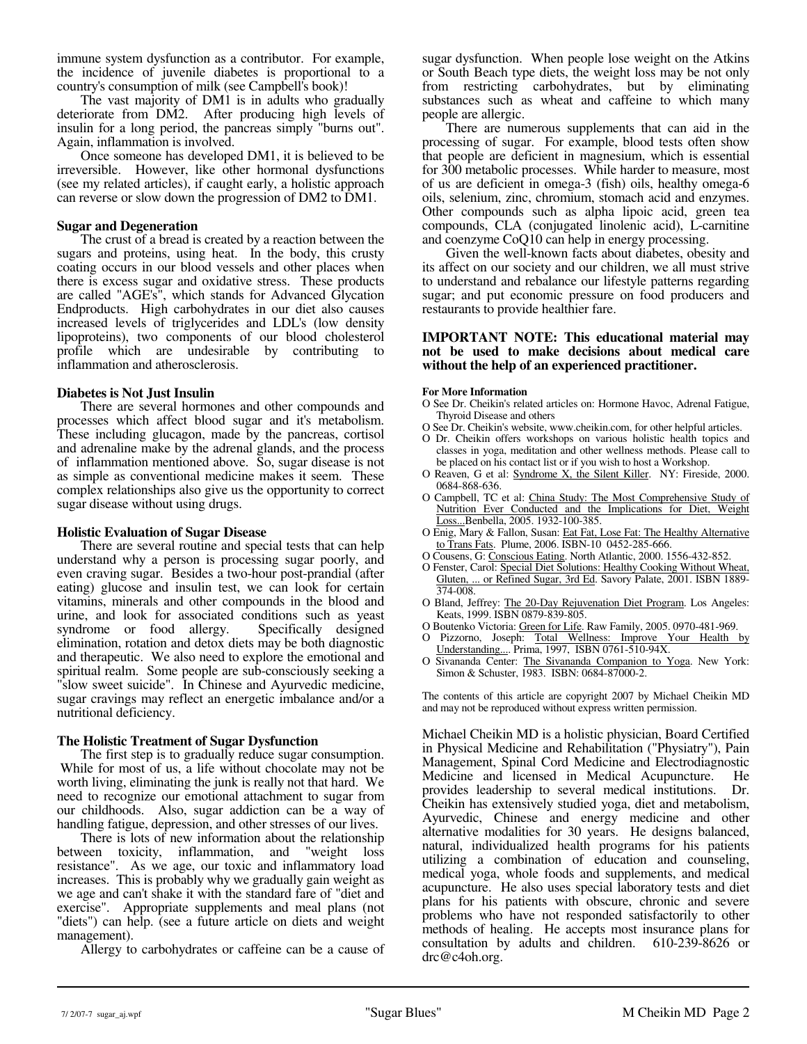immune system dysfunction as a contributor. For example, the incidence of juvenile diabetes is proportional to a country's consumption of milk (see Campbell's book)!

The vast majority of DM1 is in adults who gradually deteriorate from DM2. After producing high levels of insulin for a long period, the pancreas simply "burns out". Again, inflammation is involved.

Once someone has developed DM1, it is believed to be irreversible. However, like other hormonal dysfunctions (see my related articles), if caught early, a holistic approach can reverse or slow down the progression of DM2 to DM1.

**Sugar and Degeneration**

The crust of a bread is created by a reaction between the sugars and proteins, using heat. In the body, this crusty coating occurs in our blood vessels and other places when there is excess sugar and oxidative stress. These products are called "AGE's", which stands for Advanced Glycation Endproducts. High carbohydrates in our diet also causes increased levels of triglycerides and LDL's (low density lipoproteins), two components of our blood cholesterol profile which are undesirable by contributing to inflammation and atherosclerosis.

**Diabetes is Not Just Insulin**

There are several hormones and other compounds and processes which affect blood sugar and it's metabolism. These including glucagon, made by the pancreas, cortisol and adrenaline make by the adrenal glands, and the process of inflammation mentioned above. So, sugar disease is not as simple as conventional medicine makes it seem. These complex relationships also give us the opportunity to correct sugar disease without using drugs.

**Holistic Evaluation of Sugar Disease**

There are several routine and special tests that can help understand why a person is processing sugar poorly, and even craving sugar. Besides a two-hour post-prandial (after eating) glucose and insulin test, we can look for certain vitamins, minerals and other compounds in the blood and urine, and look for associated conditions such as yeast syndrome or food allergy. Specifically designed elimination, rotation and detox diets may be both diagnostic and therapeutic. We also need to explore the emotional and spiritual realm. Some people are sub-consciously seeking a "slow sweet suicide". In Chinese and Ayurvedic medicine, sugar cravings may reflect an energetic imbalance and/or a nutritional deficiency.

**The Holistic Treatment of Sugar Dysfunction**

The first step is to gradually reduce sugar consumption. While for most of us, a life without chocolate may not be worth living, eliminating the junk is really not that hard. We need to recognize our emotional attachment to sugar from our childhoods. Also, sugar addiction can be a way of handling fatigue, depression, and other stresses of our lives.

There is lots of new information about the relationship between toxicity, inflammation, and "weight loss resistance". As we age, our toxic and inflammatory load increases. This is probably why we gradually gain weight as we age and can't shake it with the standard fare of "diet and exercise". Appropriate supplements and meal plans (not "diets") can help. (see a future article on diets and weight management).

Allergy to carbohydrates or caffeine can be a cause of sugar dysfunction. When people lose weight on the Atkins or South Beach type diets, the weight loss may be not only from restricting carbohydrates, but by eliminating substances such as wheat and caffeine to which many people are allergic.

There are numerous supplements that can aid in the processing of sugar. For example, blood tests often show that people are deficient in magnesium, which is essential for 300 metabolic processes. While harder to measure, most of us are deficient in omega-3 (fish) oils, healthy omega-6 oils, selenium, zinc, chromium, stomach acid and enzymes. Other compounds such as alpha lipoic acid, green tea compounds, CLA (conjugated linolenic acid), L-carnitine and coenzyme CoQ10 can help in energy processing.

Given the well-known facts about diabetes, obesity and its affect on our society and our children, we all must strive to understand and rebalance our lifestyle patterns regarding sugar; and put economic pressure on food producers and restaurants to provide healthier fare.

**IMPORTANT NOTE: This educational material may not be used to make decisions about medical care without the help of an experienced practitioner.**

**For More Information**

- See Dr. Cheikin's related articles on: Hormone Havoc, Adrenal Fatigue, Thyroid Disease and others
- See Dr. Cheikin's website, www.cheikin.com, for other helpful articles.
- Dr. Cheikin offers workshops on various holistic health topics and classes in yoga, meditation and other wellness methods. Please call to be placed on his contact list or if you wish to host a Workshop.
- Reaven, G et al: Syndrome X, the Silent Killer. NY: Fireside, 2000. 0684-868-636.
- Campbell, TC et al: China Study: The Most Comprehensive Study of Nutrition Ever Conducted and the Implications for Diet, Weight Loss...Benbella, 2005. 1932-100-385.
- Enig, Mary & Fallon, Susan: Eat Fat, Lose Fat: The Healthy Alternative to Trans Fats. Plume, 2006. ISBN-10 0452-285-666.
- Cousens, G: Conscious Eating. North Atlantic, 2000. 1556-432-852.
- Fenster, Carol: Special Diet Solutions: Healthy Cooking Without Wheat, Gluten, ... or Refined Sugar, 3rd Ed. Savory Palate, 2001. ISBN 1889-374-008.
- Bland, Jeffrey: The 20-Day Rejuvenation Diet Program. Los Angeles: Keats, 1999. ISBN 0879-839-805.
- Boutenko Victoria: Green for Life. Raw Family, 2005. 0970-481-969.
- Pizzorno, Joseph: Total Wellness: Improve Your Health by Understanding.... Prima, 1997, ISBN 0761-510-94X.
- Sivananda Center: The Sivananda Companion to Yoga. New York: Simon & Schuster, 1983. ISBN: 0684-87000-2.

The contents of this article are copyright 2007 by Michael Cheikin MD and may not be reproduced without express written permission.

Michael Cheikin MD is a holistic physician, Board Certified in Physical Medicine and Rehabilitation ("Physiatry"), Pain Management, Spinal Cord Medicine and Electrodiagnostic Medicine and licensed in Medical Acupuncture. He provides leadership to several medical institutions. Dr. Cheikin has extensively studied yoga, diet and metabolism, Ayurvedic, Chinese and energy medicine and other alternative modalities for 30 years. He designs balanced, natural, individualized health programs for his patients utilizing a combination of education and counseling, medical yoga, whole foods and supplements, and medical acupuncture. He also uses special laboratory tests and diet plans for his patients with obscure, chronic and severe problems who have not responded satisfactorily to other methods of healing. He accepts most insurance plans for consultation by adults and children. 610-239-8626 or drc@c4oh.org.